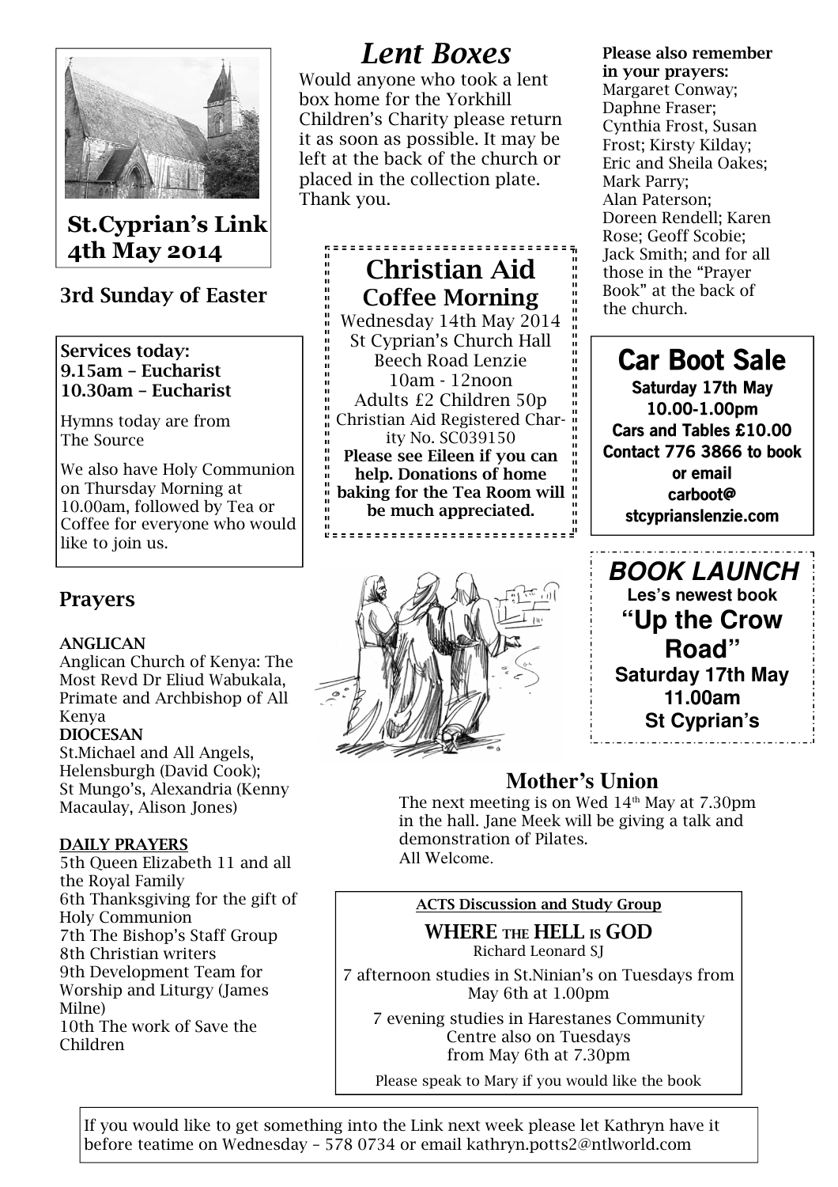**St.Cyprian's Link**
**4th May 2014**

## 3rd Sunday of Easter

**Services today:**
**9.15am – Eucharist**
**10.30am – Eucharist**

Hymns today are from The Source

We also have Holy Communion on Thursday Morning at 10.00am, followed by Tea or Coffee for everyone who would like to join us.

## Prayers

**ANGLICAN**
Anglican Church of Kenya: The Most Revd Dr Eliud Wabukala, Primate and Archbishop of All Kenya
**DIOCESAN**
St.Michael and All Angels, Helensburgh (David Cook);
St Mungo's, Alexandria (Kenny Macaulay, Alison Jones)

**DAILY PRAYERS**
5th Queen Elizabeth 11 and all the Royal Family
6th Thanksgiving for the gift of Holy Communion
7th The Bishop's Staff Group
8th Christian writers
9th Development Team for Worship and Liturgy (James Milne)
10th The work of Save the Children

# *Lent Boxes*

Would anyone who took a lent box home for the Yorkhill Children's Charity please return it as soon as possible. It may be left at the back of the church or placed in the collection plate. Thank you.

## Christian Aid Coffee Morning

Wednesday 14th May 2014
St Cyprian's Church Hall
Beech Road Lenzie
10am - 12noon
Adults £2 Children 50p
Christian Aid Registered Charity No. SC039150
**Please see Eileen if you can help. Donations of home baking for the Tea Room will be much appreciated.**

**Please also remember in your prayers:**
Margaret Conway; Daphne Fraser; Cynthia Frost, Susan Frost; Kirsty Kilday; Eric and Sheila Oakes; Mark Parry; Alan Paterson; Doreen Rendell; Karen Rose; Geoff Scobie; Jack Smith; and for all those in the "Prayer Book" at the back of the church.

## Car Boot Sale

**Saturday 17th May**
**10.00-1.00pm**
**Cars and Tables £10.00**
**Contact 776 3866 to book or email carboot@stcyprianslenzie.com**

## *BOOK LAUNCH*

**Les's newest book**
**"Up the Crow Road"**
**Saturday 17th May**
**11.00am**
**St Cyprian's**

## Mother's Union

The next meeting is on Wed 14th May at 7.30pm in the hall. Jane Meek will be giving a talk and demonstration of Pilates.
All Welcome.

**ACTS Discussion and Study Group**

**WHERE THE HELL IS GOD**
Richard Leonard SJ

7 afternoon studies in St.Ninian's on Tuesdays from May 6th at 1.00pm

7 evening studies in Harestanes Community Centre also on Tuesdays from May 6th at 7.30pm

Please speak to Mary if you would like the book

If you would like to get something into the Link next week please let Kathryn have it before teatime on Wednesday – 578 0734 or email kathryn.potts2@ntlworld.com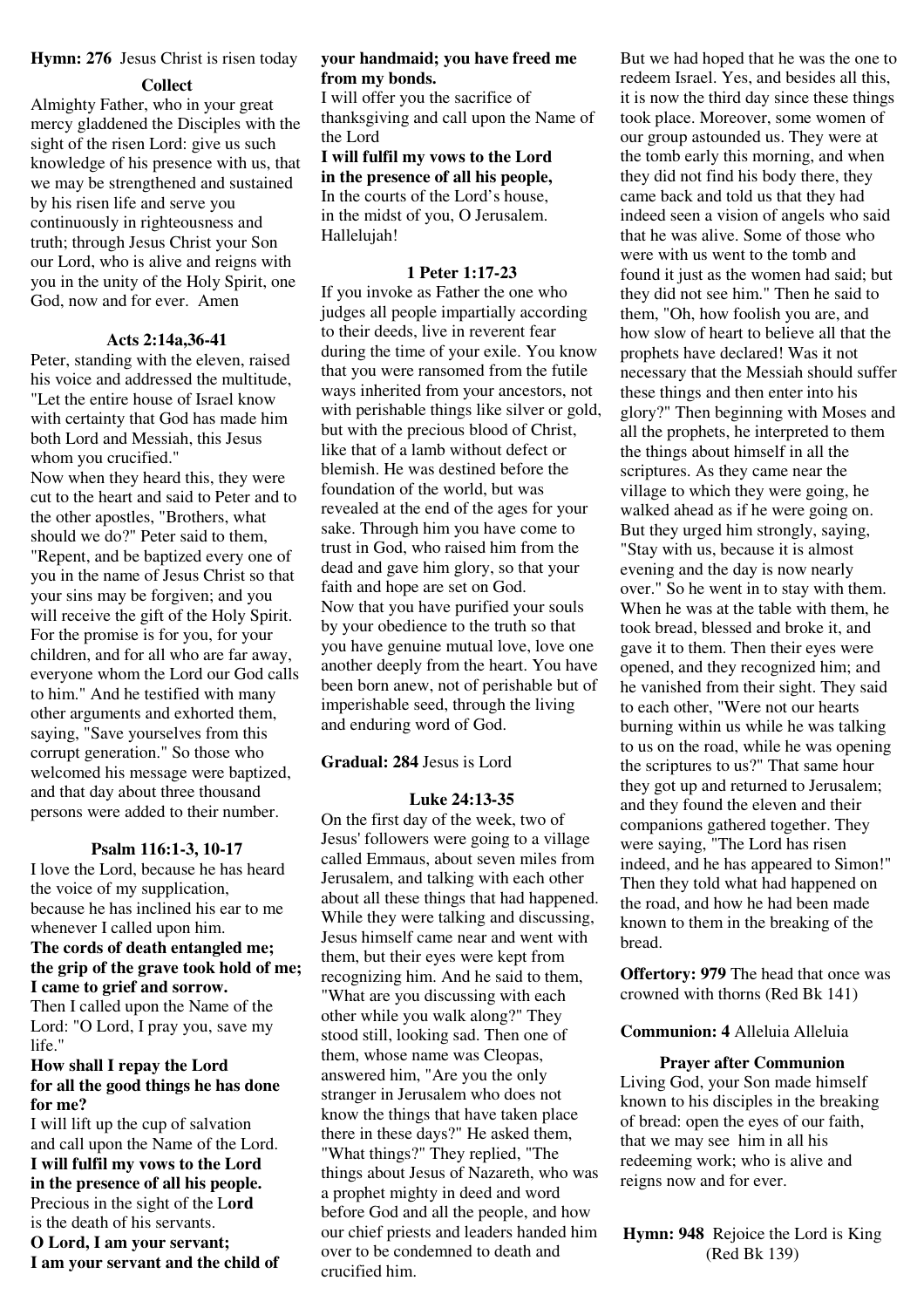**Hymn: 276** Jesus Christ is risen today

### Collect

Almighty Father, who in your great mercy gladdened the Disciples with the sight of the risen Lord: give us such knowledge of his presence with us, that we may be strengthened and sustained by his risen life and serve you continuously in righteousness and truth; through Jesus Christ your Son our Lord, who is alive and reigns with you in the unity of the Holy Spirit, one God, now and for ever. Amen

### Acts 2:14a,36-41

Peter, standing with the eleven, raised his voice and addressed the multitude, "Let the entire house of Israel know with certainty that God has made him both Lord and Messiah, this Jesus whom you crucified."
Now when they heard this, they were cut to the heart and said to Peter and to the other apostles, "Brothers, what should we do?" Peter said to them, "Repent, and be baptized every one of you in the name of Jesus Christ so that your sins may be forgiven; and you will receive the gift of the Holy Spirit. For the promise is for you, for your children, and for all who are far away, everyone whom the Lord our God calls to him." And he testified with many other arguments and exhorted them, saying, "Save yourselves from this corrupt generation." So those who welcomed his message were baptized, and that day about three thousand persons were added to their number.

### Psalm 116:1-3, 10-17

I love the Lord, because he has heard the voice of my supplication,
because he has inclined his ear to me whenever I called upon him.
**The cords of death entangled me; the grip of the grave took hold of me; I came to grief and sorrow.**
Then I called upon the Name of the Lord: "O Lord, I pray you, save my life."
**How shall I repay the Lord for all the good things he has done for me?**
I will lift up the cup of salvation and call upon the Name of the Lord.
**I will fulfil my vows to the Lord in the presence of all his people.**
Precious in the sight of the Lord is the death of his servants.
**O Lord, I am your servant; I am your servant and the child of your handmaid; you have freed me from my bonds.**
I will offer you the sacrifice of thanksgiving and call upon the Name of the Lord
**I will fulfil my vows to the Lord in the presence of all his people,**
In the courts of the Lord's house, in the midst of you, O Jerusalem. Hallelujah!

### 1 Peter 1:17-23

If you invoke as Father the one who judges all people impartially according to their deeds, live in reverent fear during the time of your exile. You know that you were ransomed from the futile ways inherited from your ancestors, not with perishable things like silver or gold, but with the precious blood of Christ, like that of a lamb without defect or blemish. He was destined before the foundation of the world, but was revealed at the end of the ages for your sake. Through him you have come to trust in God, who raised him from the dead and gave him glory, so that your faith and hope are set on God.
Now that you have purified your souls by your obedience to the truth so that you have genuine mutual love, love one another deeply from the heart. You have been born anew, not of perishable but of imperishable seed, through the living and enduring word of God.

**Gradual: 284** Jesus is Lord

### Luke 24:13-35

On the first day of the week, two of Jesus' followers were going to a village called Emmaus, about seven miles from Jerusalem, and talking with each other about all these things that had happened. While they were talking and discussing, Jesus himself came near and went with them, but their eyes were kept from recognizing him. And he said to them, "What are you discussing with each other while you walk along?" They stood still, looking sad. Then one of them, whose name was Cleopas, answered him, "Are you the only stranger in Jerusalem who does not know the things that have taken place there in these days?" He asked them, "What things?" They replied, "The things about Jesus of Nazareth, who was a prophet mighty in deed and word before God and all the people, and how our chief priests and leaders handed him over to be condemned to death and crucified him. But we had hoped that he was the one to redeem Israel. Yes, and besides all this, it is now the third day since these things took place. Moreover, some women of our group astounded us. They were at the tomb early this morning, and when they did not find his body there, they came back and told us that they had indeed seen a vision of angels who said that he was alive. Some of those who were with us went to the tomb and found it just as the women had said; but they did not see him." Then he said to them, "Oh, how foolish you are, and how slow of heart to believe all that the prophets have declared! Was it not necessary that the Messiah should suffer these things and then enter into his glory?" Then beginning with Moses and all the prophets, he interpreted to them the things about himself in all the scriptures. As they came near the village to which they were going, he walked ahead as if he were going on. But they urged him strongly, saying, "Stay with us, because it is almost evening and the day is now nearly over." So he went in to stay with them. When he was at the table with them, he took bread, blessed and broke it, and gave it to them. Then their eyes were opened, and they recognized him; and he vanished from their sight. They said to each other, "Were not our hearts burning within us while he was talking to us on the road, while he was opening the scriptures to us?" That same hour they got up and returned to Jerusalem; and they found the eleven and their companions gathered together. They were saying, "The Lord has risen indeed, and he has appeared to Simon!" Then they told what had happened on the road, and how he had been made known to them in the breaking of the bread.

**Offertory: 979** The head that once was crowned with thorns (Red Bk 141)

**Communion: 4** Alleluia Alleluia

### Prayer after Communion

Living God, your Son made himself known to his disciples in the breaking of bread: open the eyes of our faith, that we may see him in all his redeeming work; who is alive and reigns now and for ever.

**Hymn: 948** Rejoice the Lord is King (Red Bk 139)